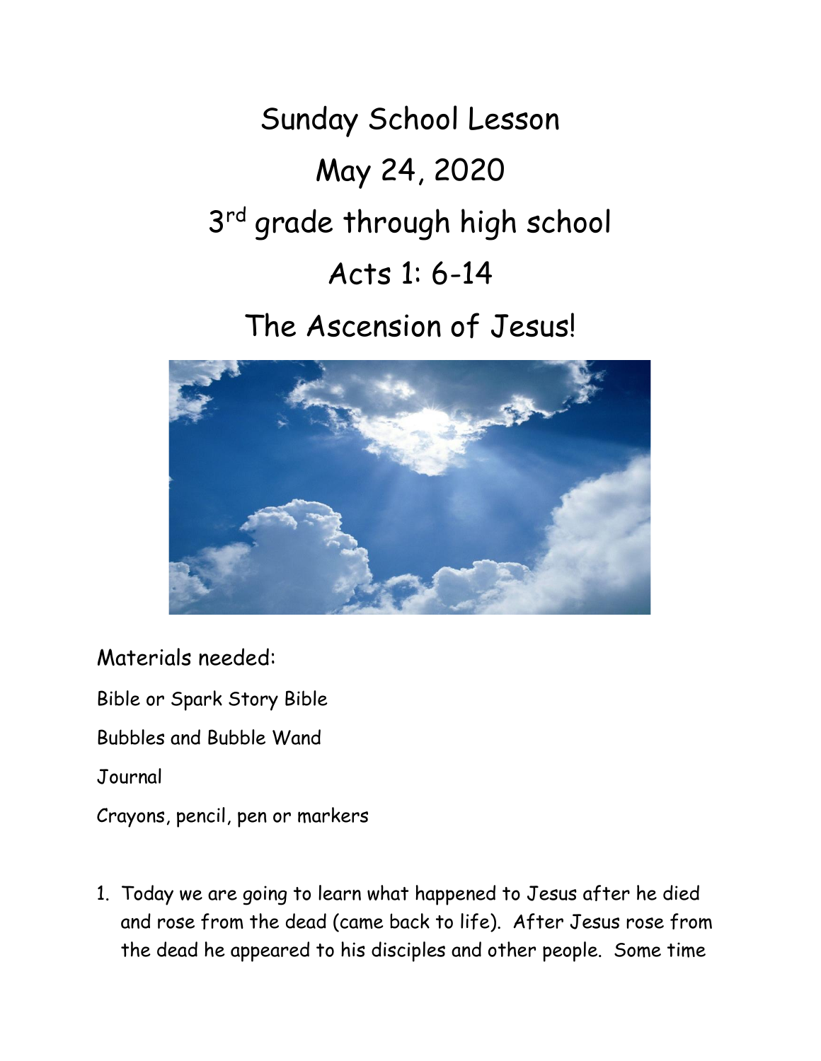# Sunday School Lesson

# May 24, 2020

# 3rd grade through high school

# Acts 1: 6-14

# The Ascension of Jesus!

Materials needed:

Bible or Spark Story Bible

Bubbles and Bubble Wand

Journal

Crayons, pencil, pen or markers

1. Today we are going to learn what happened to Jesus after he died and rose from the dead (came back to life). After Jesus rose from the dead he appeared to his disciples and other people. Some time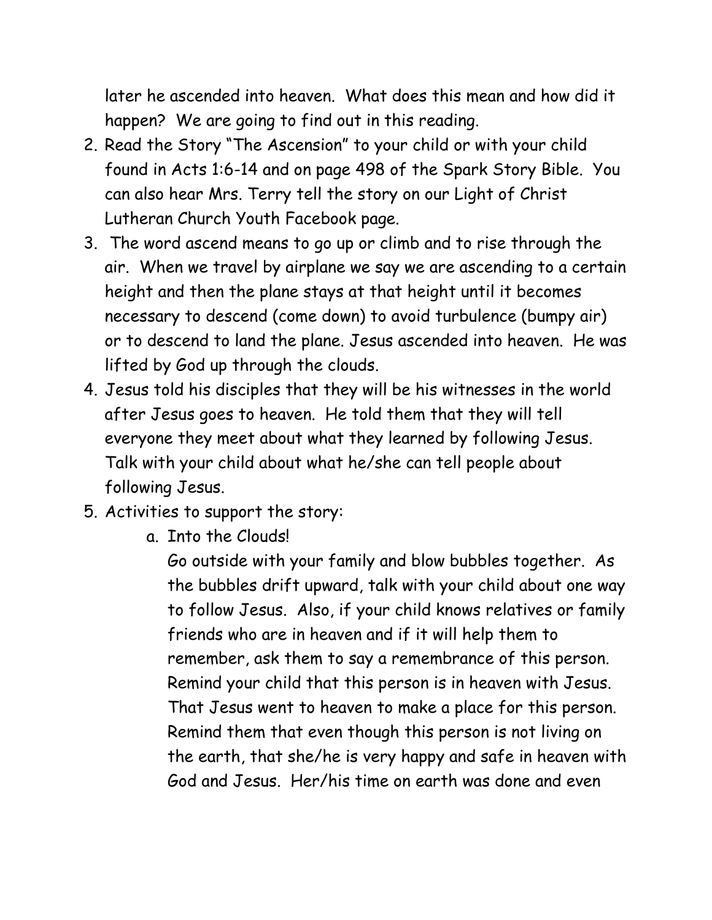later he ascended into heaven. What does this mean and how did it happen? We are going to find out in this reading.

2. Read the Story "The Ascension" to your child or with your child found in Acts 1:6-14 and on page 498 of the Spark Story Bible. You can also hear Mrs. Terry tell the story on our Light of Christ Lutheran Church Youth Facebook page.
3. The word ascend means to go up or climb and to rise through the air. When we travel by airplane we say we are ascending to a certain height and then the plane stays at that height until it becomes necessary to descend (come down) to avoid turbulence (bumpy air) or to descend to land the plane. Jesus ascended into heaven. He was lifted by God up through the clouds.
4. Jesus told his disciples that they will be his witnesses in the world after Jesus goes to heaven. He told them that they will tell everyone they meet about what they learned by following Jesus. Talk with your child about what he/she can tell people about following Jesus.
5. Activities to support the story:
    a. Into the Clouds!
       Go outside with your family and blow bubbles together. As the bubbles drift upward, talk with your child about one way to follow Jesus. Also, if your child knows relatives or family friends who are in heaven and if it will help them to remember, ask them to say a remembrance of this person. Remind your child that this person is in heaven with Jesus. That Jesus went to heaven to make a place for this person. Remind them that even though this person is not living on the earth, that she/he is very happy and safe in heaven with God and Jesus. Her/his time on earth was done and even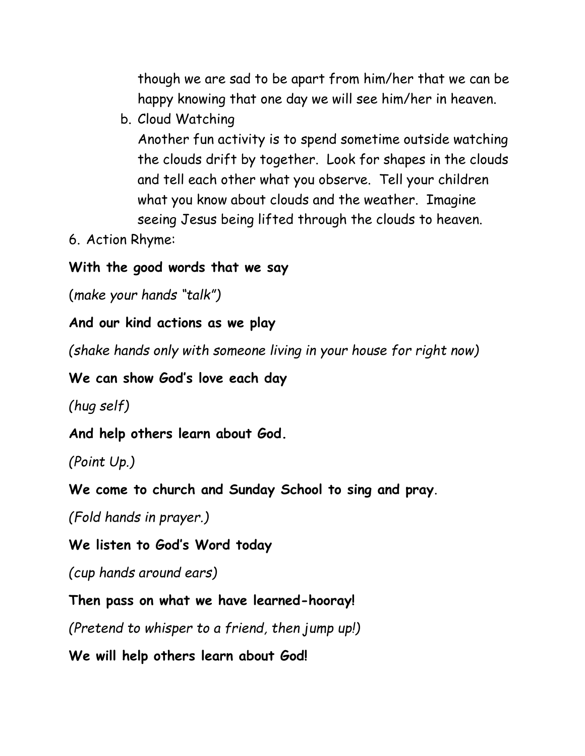though we are sad to be apart from him/her that we can be happy knowing that one day we will see him/her in heaven.

b. Cloud Watching

   Another fun activity is to spend sometime outside watching the clouds drift by together. Look for shapes in the clouds and tell each other what you observe. Tell your children what you know about clouds and the weather. Imagine seeing Jesus being lifted through the clouds to heaven.

6. Action Rhyme:

**With the good words that we say**

(*make your hands "talk")*

**And our kind actions as we play**

*(shake hands only with someone living in your house for right now)*

**We can show God's love each day**

*(hug self)*

**And help others learn about God.**

*(Point Up.)*

**We come to church and Sunday School to sing and pray**.

*(Fold hands in prayer.)*

**We listen to God's Word today**

*(cup hands around ears)*

**Then pass on what we have learned-hooray!**

*(Pretend to whisper to a friend, then jump up!)*

**We will help others learn about God!**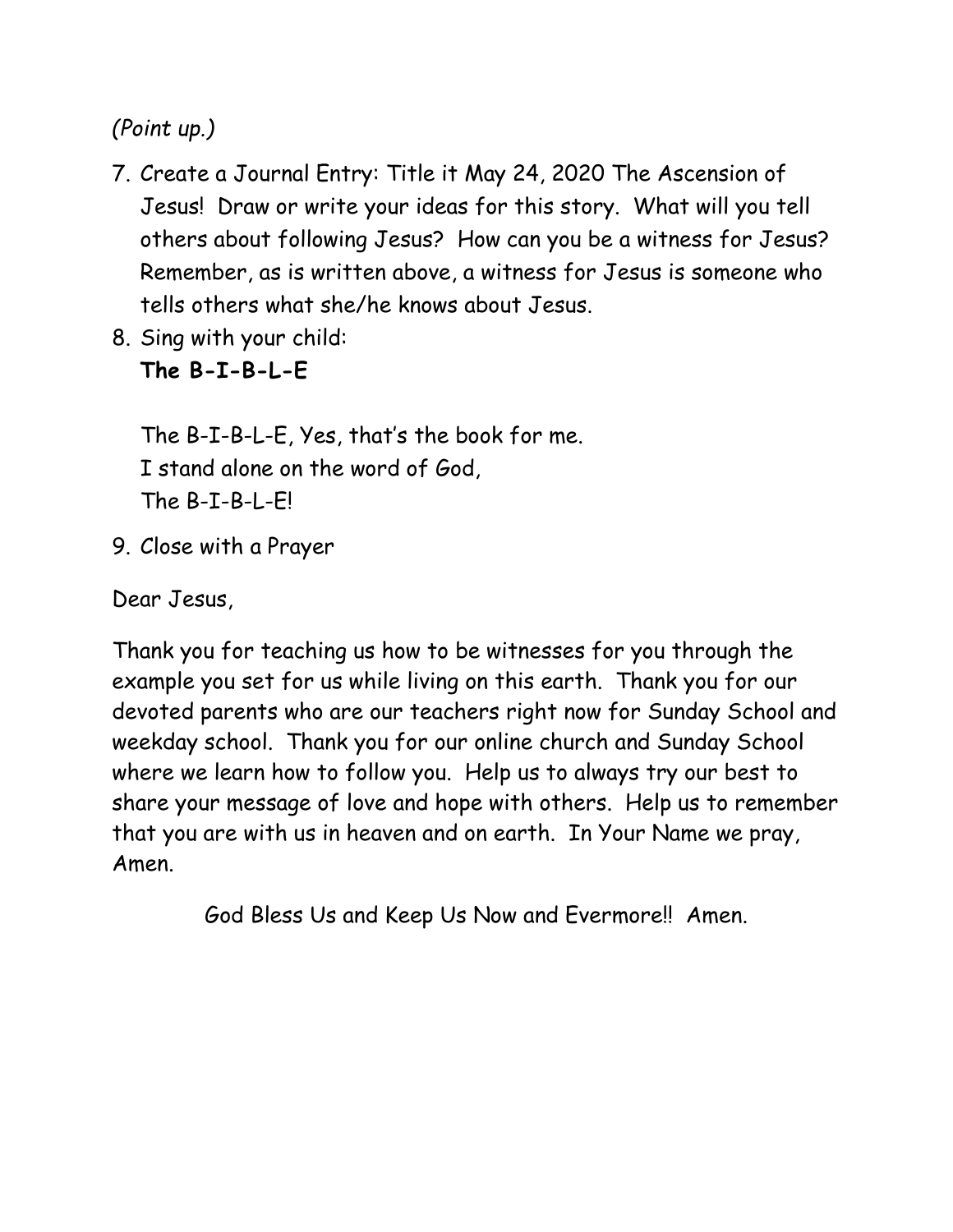*(Point up.)*

7. Create a Journal Entry: Title it May 24, 2020 The Ascension of Jesus! Draw or write your ideas for this story. What will you tell others about following Jesus? How can you be a witness for Jesus? Remember, as is written above, a witness for Jesus is someone who tells others what she/he knows about Jesus.
8. Sing with your child:
   **The B-I-B-L-E**

   The B-I-B-L-E, Yes, that's the book for me.
   I stand alone on the word of God,
   The B-I-B-L-E!
9. Close with a Prayer

Dear Jesus,

Thank you for teaching us how to be witnesses for you through the example you set for us while living on this earth. Thank you for our devoted parents who are our teachers right now for Sunday School and weekday school. Thank you for our online church and Sunday School where we learn how to follow you. Help us to always try our best to share your message of love and hope with others. Help us to remember that you are with us in heaven and on earth. In Your Name we pray, Amen.

God Bless Us and Keep Us Now and Evermore!! Amen.